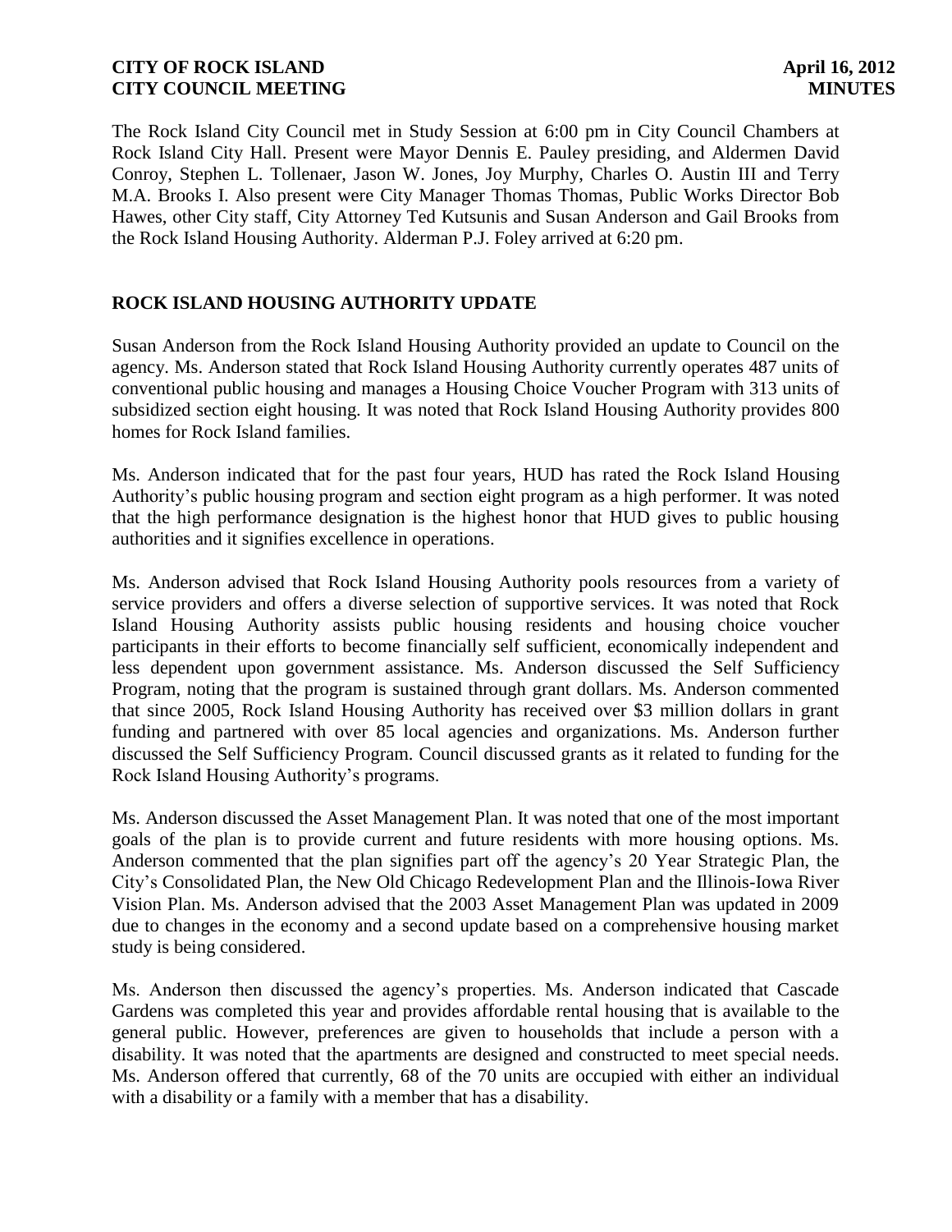The Rock Island City Council met in Study Session at 6:00 pm in City Council Chambers at Rock Island City Hall. Present were Mayor Dennis E. Pauley presiding, and Aldermen David Conroy, Stephen L. Tollenaer, Jason W. Jones, Joy Murphy, Charles O. Austin III and Terry M.A. Brooks I. Also present were City Manager Thomas Thomas, Public Works Director Bob Hawes, other City staff, City Attorney Ted Kutsunis and Susan Anderson and Gail Brooks from the Rock Island Housing Authority. Alderman P.J. Foley arrived at 6:20 pm.

## ROCK ISLAND HOUSING AUTHORITY UPDATE

Susan Anderson from the Rock Island Housing Authority provided an update to Council on the agency. Ms. Anderson stated that Rock Island Housing Authority currently operates 487 units of conventional public housing and manages a Housing Choice Voucher Program with 313 units of subsidized section eight housing. It was noted that Rock Island Housing Authority provides 800 homes for Rock Island families.

Ms. Anderson indicated that for the past four years, HUD has rated the Rock Island Housing Authority's public housing program and section eight program as a high performer. It was noted that the high performance designation is the highest honor that HUD gives to public housing authorities and it signifies excellence in operations.

Ms. Anderson advised that Rock Island Housing Authority pools resources from a variety of service providers and offers a diverse selection of supportive services. It was noted that Rock Island Housing Authority assists public housing residents and housing choice voucher participants in their efforts to become financially self sufficient, economically independent and less dependent upon government assistance. Ms. Anderson discussed the Self Sufficiency Program, noting that the program is sustained through grant dollars. Ms. Anderson commented that since 2005, Rock Island Housing Authority has received over $3 million dollars in grant funding and partnered with over 85 local agencies and organizations. Ms. Anderson further discussed the Self Sufficiency Program. Council discussed grants as it related to funding for the Rock Island Housing Authority's programs.

Ms. Anderson discussed the Asset Management Plan. It was noted that one of the most important goals of the plan is to provide current and future residents with more housing options. Ms. Anderson commented that the plan signifies part off the agency's 20 Year Strategic Plan, the City's Consolidated Plan, the New Old Chicago Redevelopment Plan and the Illinois-Iowa River Vision Plan. Ms. Anderson advised that the 2003 Asset Management Plan was updated in 2009 due to changes in the economy and a second update based on a comprehensive housing market study is being considered.

Ms. Anderson then discussed the agency's properties. Ms. Anderson indicated that Cascade Gardens was completed this year and provides affordable rental housing that is available to the general public. However, preferences are given to households that include a person with a disability. It was noted that the apartments are designed and constructed to meet special needs. Ms. Anderson offered that currently, 68 of the 70 units are occupied with either an individual with a disability or a family with a member that has a disability.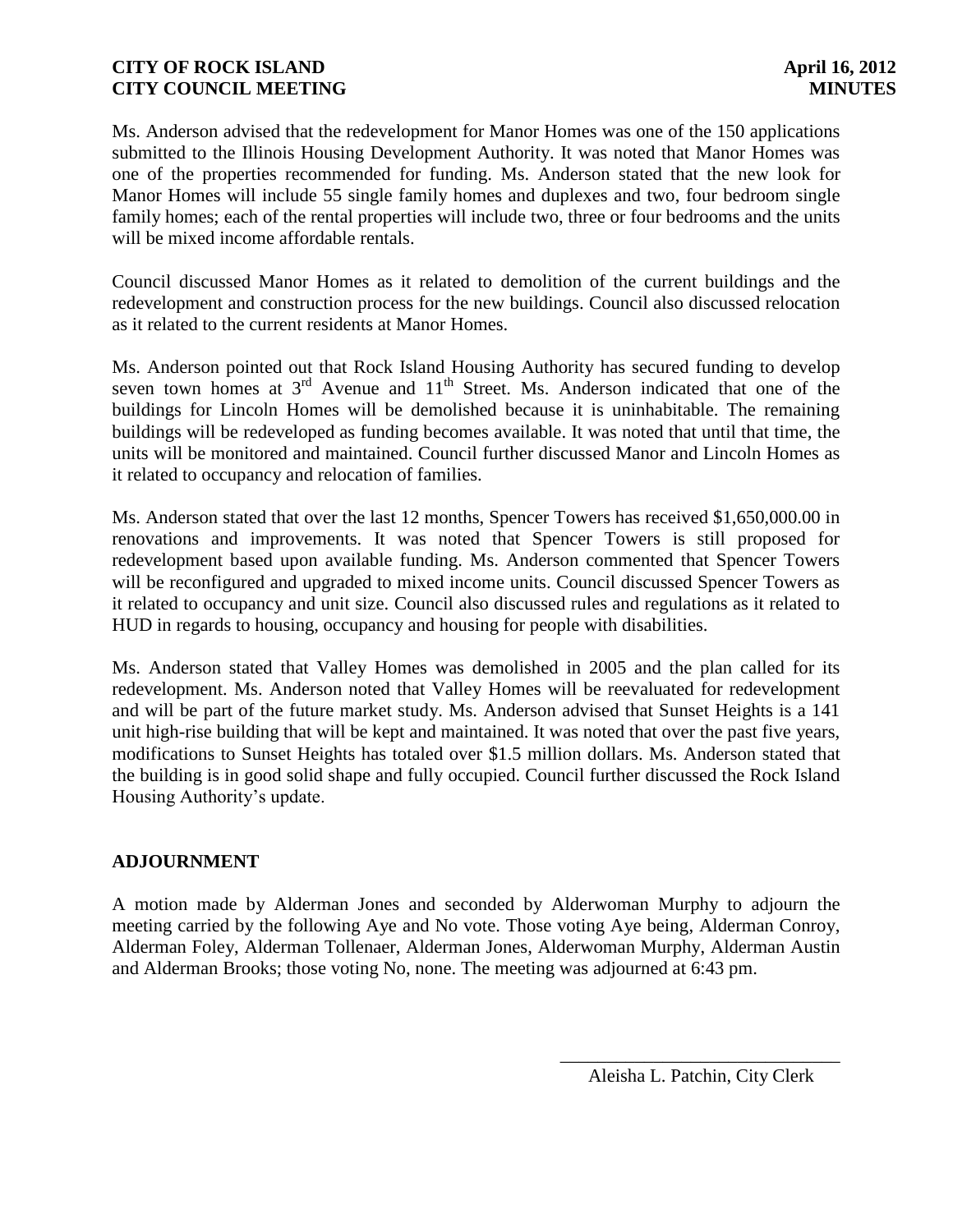Ms. Anderson advised that the redevelopment for Manor Homes was one of the 150 applications submitted to the Illinois Housing Development Authority. It was noted that Manor Homes was one of the properties recommended for funding. Ms. Anderson stated that the new look for Manor Homes will include 55 single family homes and duplexes and two, four bedroom single family homes; each of the rental properties will include two, three or four bedrooms and the units will be mixed income affordable rentals.

Council discussed Manor Homes as it related to demolition of the current buildings and the redevelopment and construction process for the new buildings. Council also discussed relocation as it related to the current residents at Manor Homes.

Ms. Anderson pointed out that Rock Island Housing Authority has secured funding to develop seven town homes at 3rd Avenue and 11th Street. Ms. Anderson indicated that one of the buildings for Lincoln Homes will be demolished because it is uninhabitable. The remaining buildings will be redeveloped as funding becomes available. It was noted that until that time, the units will be monitored and maintained. Council further discussed Manor and Lincoln Homes as it related to occupancy and relocation of families.

Ms. Anderson stated that over the last 12 months, Spencer Towers has received $1,650,000.00 in renovations and improvements. It was noted that Spencer Towers is still proposed for redevelopment based upon available funding. Ms. Anderson commented that Spencer Towers will be reconfigured and upgraded to mixed income units. Council discussed Spencer Towers as it related to occupancy and unit size. Council also discussed rules and regulations as it related to HUD in regards to housing, occupancy and housing for people with disabilities.

Ms. Anderson stated that Valley Homes was demolished in 2005 and the plan called for its redevelopment. Ms. Anderson noted that Valley Homes will be reevaluated for redevelopment and will be part of the future market study. Ms. Anderson advised that Sunset Heights is a 141 unit high-rise building that will be kept and maintained. It was noted that over the past five years, modifications to Sunset Heights has totaled over $1.5 million dollars. Ms. Anderson stated that the building is in good solid shape and fully occupied. Council further discussed the Rock Island Housing Authority's update.

## ADJOURNMENT

A motion made by Alderman Jones and seconded by Alderwoman Murphy to adjourn the meeting carried by the following Aye and No vote. Those voting Aye being, Alderman Conroy, Alderman Foley, Alderman Tollenaer, Alderman Jones, Alderwoman Murphy, Alderman Austin and Alderman Brooks; those voting No, none. The meeting was adjourned at 6:43 pm.

\_\_\_\_\_\_\_\_\_\_\_\_\_\_\_\_\_\_\_\_\_\_\_\_\_\_\_\_\_\_

Aleisha L. Patchin, City Clerk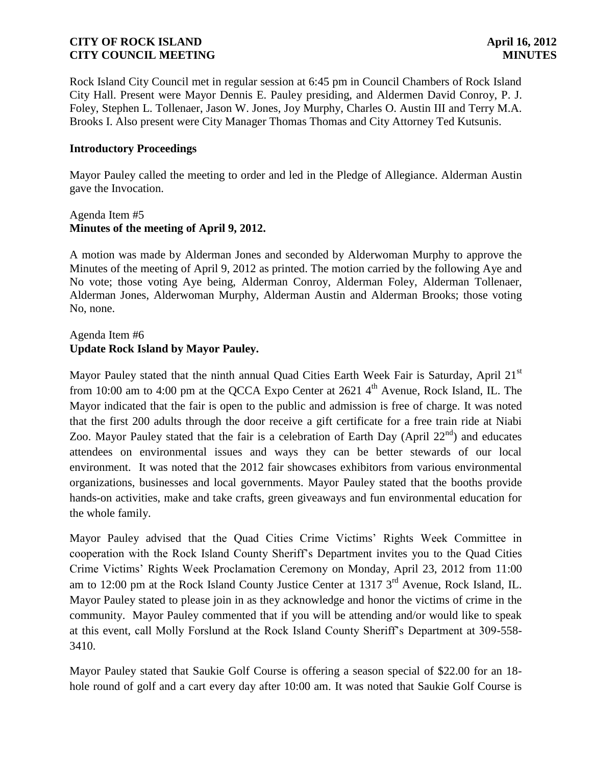Rock Island City Council met in regular session at 6:45 pm in Council Chambers of Rock Island City Hall. Present were Mayor Dennis E. Pauley presiding, and Aldermen David Conroy, P. J. Foley, Stephen L. Tollenaer, Jason W. Jones, Joy Murphy, Charles O. Austin III and Terry M.A. Brooks I. Also present were City Manager Thomas Thomas and City Attorney Ted Kutsunis.

### Introductory Proceedings

Mayor Pauley called the meeting to order and led in the Pledge of Allegiance. Alderman Austin gave the Invocation.

Agenda Item #5
**Minutes of the meeting of April 9, 2012.**

A motion was made by Alderman Jones and seconded by Alderwoman Murphy to approve the Minutes of the meeting of April 9, 2012 as printed. The motion carried by the following Aye and No vote; those voting Aye being, Alderman Conroy, Alderman Foley, Alderman Tollenaer, Alderman Jones, Alderwoman Murphy, Alderman Austin and Alderman Brooks; those voting No, none.

Agenda Item #6
**Update Rock Island by Mayor Pauley.**

Mayor Pauley stated that the ninth annual Quad Cities Earth Week Fair is Saturday, April 21st from 10:00 am to 4:00 pm at the QCCA Expo Center at 2621 4th Avenue, Rock Island, IL. The Mayor indicated that the fair is open to the public and admission is free of charge. It was noted that the first 200 adults through the door receive a gift certificate for a free train ride at Niabi Zoo. Mayor Pauley stated that the fair is a celebration of Earth Day (April 22nd) and educates attendees on environmental issues and ways they can be better stewards of our local environment. It was noted that the 2012 fair showcases exhibitors from various environmental organizations, businesses and local governments. Mayor Pauley stated that the booths provide hands-on activities, make and take crafts, green giveaways and fun environmental education for the whole family.

Mayor Pauley advised that the Quad Cities Crime Victims' Rights Week Committee in cooperation with the Rock Island County Sheriff's Department invites you to the Quad Cities Crime Victims' Rights Week Proclamation Ceremony on Monday, April 23, 2012 from 11:00 am to 12:00 pm at the Rock Island County Justice Center at 1317 3rd Avenue, Rock Island, IL. Mayor Pauley stated to please join in as they acknowledge and honor the victims of crime in the community. Mayor Pauley commented that if you will be attending and/or would like to speak at this event, call Molly Forslund at the Rock Island County Sheriff's Department at 309-558-3410.

Mayor Pauley stated that Saukie Golf Course is offering a season special of $22.00 for an 18-hole round of golf and a cart every day after 10:00 am. It was noted that Saukie Golf Course is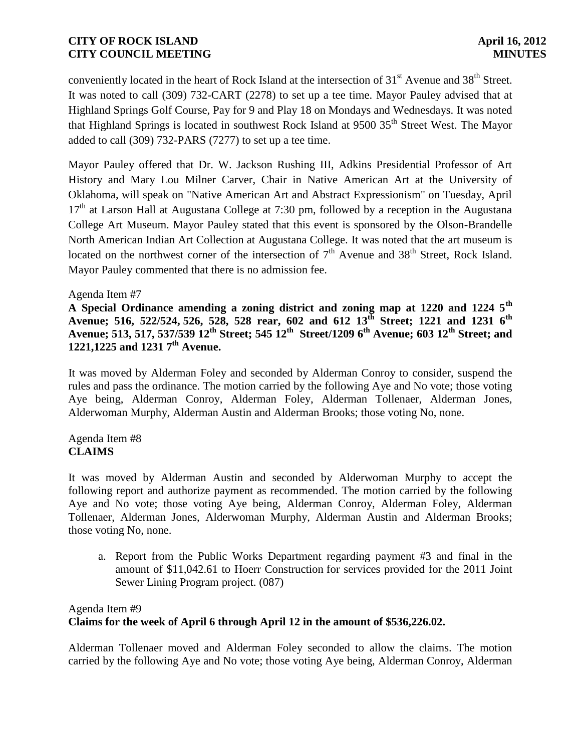conveniently located in the heart of Rock Island at the intersection of 31st Avenue and 38th Street. It was noted to call (309) 732-CART (2278) to set up a tee time. Mayor Pauley advised that at Highland Springs Golf Course, Pay for 9 and Play 18 on Mondays and Wednesdays. It was noted that Highland Springs is located in southwest Rock Island at 9500 35th Street West. The Mayor added to call (309) 732-PARS (7277) to set up a tee time.

Mayor Pauley offered that Dr. W. Jackson Rushing III, Adkins Presidential Professor of Art History and Mary Lou Milner Carver, Chair in Native American Art at the University of Oklahoma, will speak on "Native American Art and Abstract Expressionism" on Tuesday, April 17th at Larson Hall at Augustana College at 7:30 pm, followed by a reception in the Augustana College Art Museum. Mayor Pauley stated that this event is sponsored by the Olson-Brandelle North American Indian Art Collection at Augustana College. It was noted that the art museum is located on the northwest corner of the intersection of 7th Avenue and 38th Street, Rock Island. Mayor Pauley commented that there is no admission fee.

Agenda Item #7
**A Special Ordinance amending a zoning district and zoning map at 1220 and 1224 5th Avenue; 516, 522/524, 526, 528, 528 rear, 602 and 612 13th Street; 1221 and 1231 6th Avenue; 513, 517, 537/539 12th Street; 545 12th Street/1209 6th Avenue; 603 12th Street; and 1221,1225 and 1231 7th Avenue.**

It was moved by Alderman Foley and seconded by Alderman Conroy to consider, suspend the rules and pass the ordinance. The motion carried by the following Aye and No vote; those voting Aye being, Alderman Conroy, Alderman Foley, Alderman Tollenaer, Alderman Jones, Alderwoman Murphy, Alderman Austin and Alderman Brooks; those voting No, none.

Agenda Item #8
**CLAIMS**

It was moved by Alderman Austin and seconded by Alderwoman Murphy to accept the following report and authorize payment as recommended. The motion carried by the following Aye and No vote; those voting Aye being, Alderman Conroy, Alderman Foley, Alderman Tollenaer, Alderman Jones, Alderwoman Murphy, Alderman Austin and Alderman Brooks; those voting No, none.

a. Report from the Public Works Department regarding payment #3 and final in the amount of $11,042.61 to Hoerr Construction for services provided for the 2011 Joint Sewer Lining Program project. (087)

Agenda Item #9
**Claims for the week of April 6 through April 12 in the amount of $536,226.02.**

Alderman Tollenaer moved and Alderman Foley seconded to allow the claims. The motion carried by the following Aye and No vote; those voting Aye being, Alderman Conroy, Alderman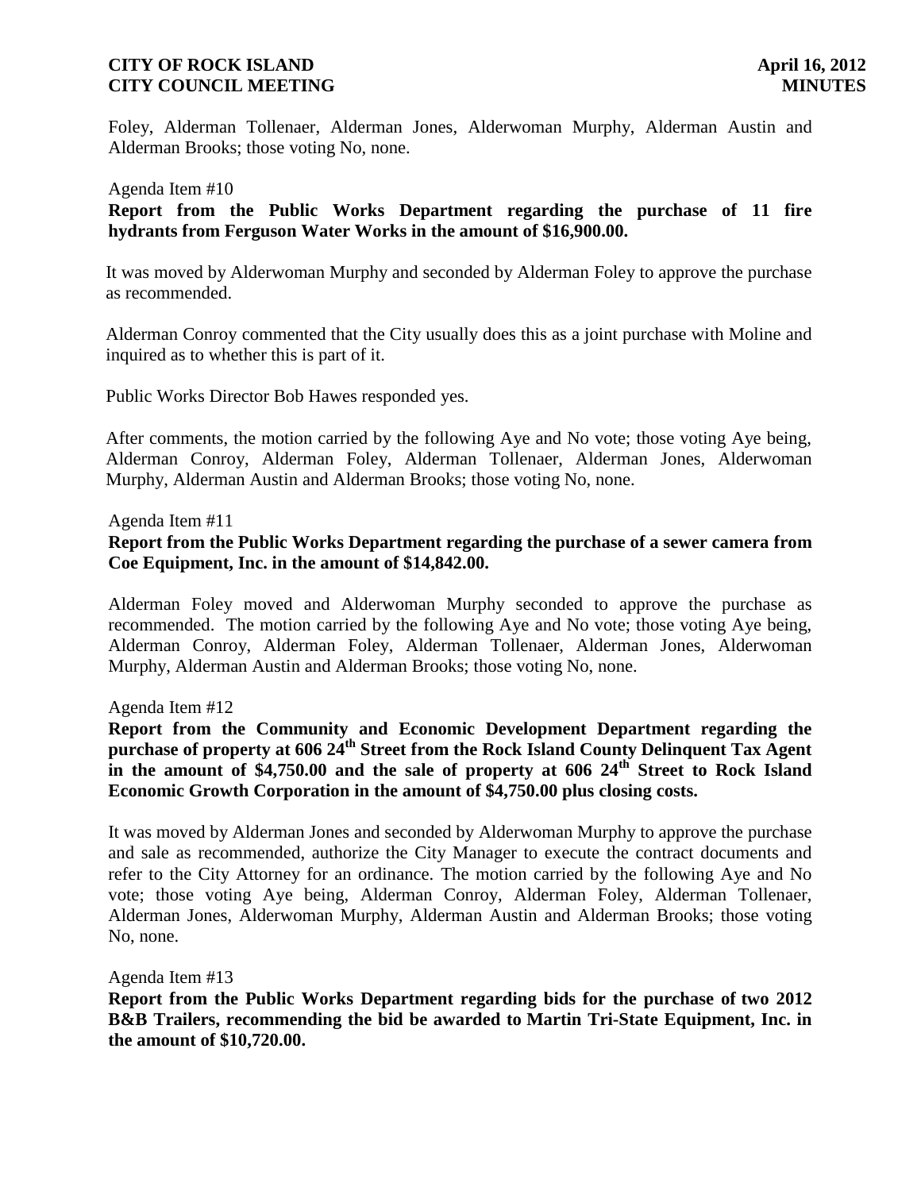Foley, Alderman Tollenaer, Alderman Jones, Alderwoman Murphy, Alderman Austin and Alderman Brooks; those voting No, none.

Agenda Item #10

**Report from the Public Works Department regarding the purchase of 11 fire hydrants from Ferguson Water Works in the amount of $16,900.00.**

It was moved by Alderwoman Murphy and seconded by Alderman Foley to approve the purchase as recommended.

Alderman Conroy commented that the City usually does this as a joint purchase with Moline and inquired as to whether this is part of it.

Public Works Director Bob Hawes responded yes.

After comments, the motion carried by the following Aye and No vote; those voting Aye being, Alderman Conroy, Alderman Foley, Alderman Tollenaer, Alderman Jones, Alderwoman Murphy, Alderman Austin and Alderman Brooks; those voting No, none.

Agenda Item #11

**Report from the Public Works Department regarding the purchase of a sewer camera from Coe Equipment, Inc. in the amount of $14,842.00.**

Alderman Foley moved and Alderwoman Murphy seconded to approve the purchase as recommended. The motion carried by the following Aye and No vote; those voting Aye being, Alderman Conroy, Alderman Foley, Alderman Tollenaer, Alderman Jones, Alderwoman Murphy, Alderman Austin and Alderman Brooks; those voting No, none.

Agenda Item #12

**Report from the Community and Economic Development Department regarding the purchase of property at 606 24th Street from the Rock Island County Delinquent Tax Agent in the amount of $4,750.00 and the sale of property at 606 24th Street to Rock Island Economic Growth Corporation in the amount of $4,750.00 plus closing costs.**

It was moved by Alderman Jones and seconded by Alderwoman Murphy to approve the purchase and sale as recommended, authorize the City Manager to execute the contract documents and refer to the City Attorney for an ordinance. The motion carried by the following Aye and No vote; those voting Aye being, Alderman Conroy, Alderman Foley, Alderman Tollenaer, Alderman Jones, Alderwoman Murphy, Alderman Austin and Alderman Brooks; those voting No, none.

Agenda Item #13

**Report from the Public Works Department regarding bids for the purchase of two 2012 B&B Trailers, recommending the bid be awarded to Martin Tri-State Equipment, Inc. in the amount of $10,720.00.**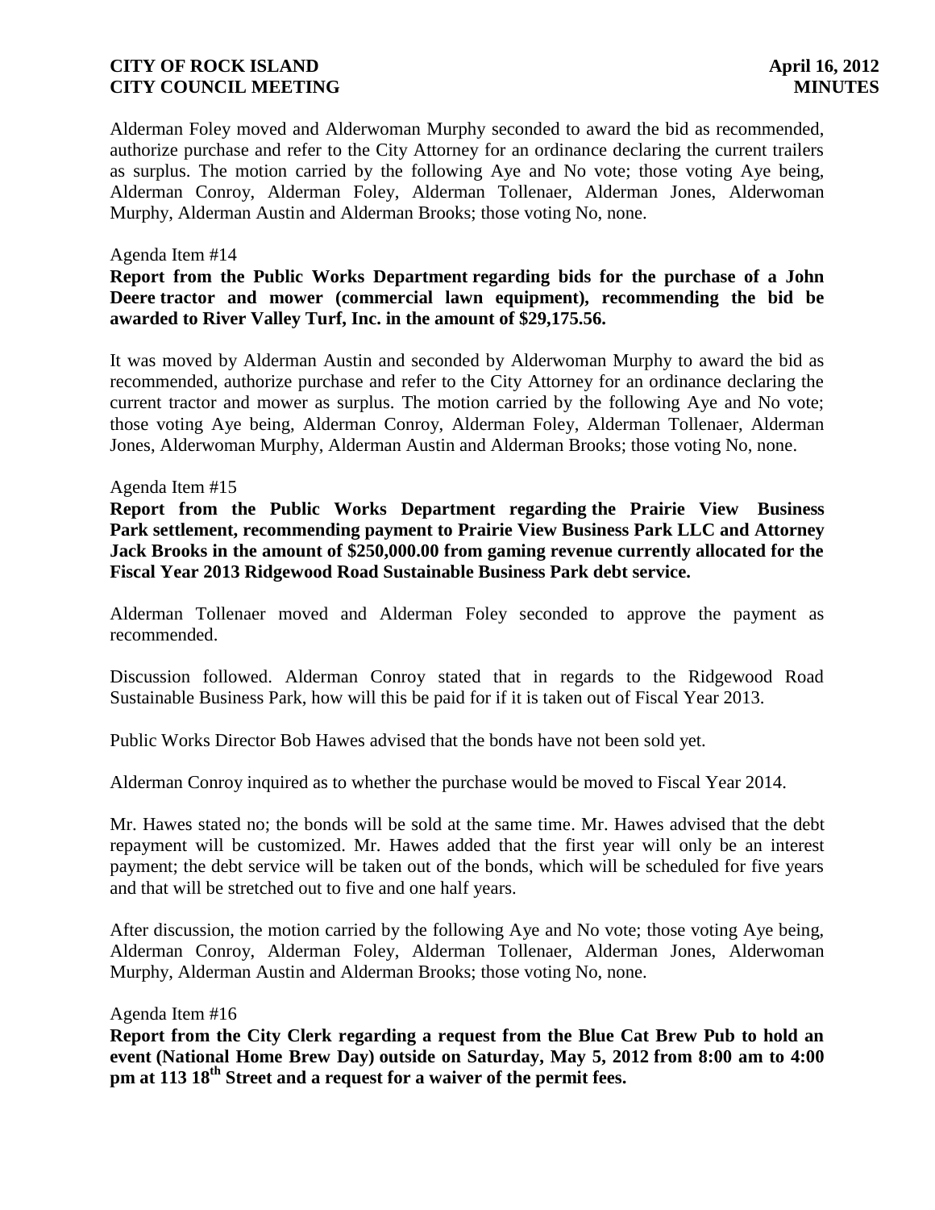Alderman Foley moved and Alderwoman Murphy seconded to award the bid as recommended, authorize purchase and refer to the City Attorney for an ordinance declaring the current trailers as surplus. The motion carried by the following Aye and No vote; those voting Aye being, Alderman Conroy, Alderman Foley, Alderman Tollenaer, Alderman Jones, Alderwoman Murphy, Alderman Austin and Alderman Brooks; those voting No, none.

Agenda Item #14

**Report from the Public Works Department regarding bids for the purchase of a John Deere tractor and mower (commercial lawn equipment), recommending the bid be awarded to River Valley Turf, Inc. in the amount of $29,175.56.**

It was moved by Alderman Austin and seconded by Alderwoman Murphy to award the bid as recommended, authorize purchase and refer to the City Attorney for an ordinance declaring the current tractor and mower as surplus. The motion carried by the following Aye and No vote; those voting Aye being, Alderman Conroy, Alderman Foley, Alderman Tollenaer, Alderman Jones, Alderwoman Murphy, Alderman Austin and Alderman Brooks; those voting No, none.

Agenda Item #15

**Report from the Public Works Department regarding the Prairie View Business Park settlement, recommending payment to Prairie View Business Park LLC and Attorney Jack Brooks in the amount of $250,000.00 from gaming revenue currently allocated for the Fiscal Year 2013 Ridgewood Road Sustainable Business Park debt service.**

Alderman Tollenaer moved and Alderman Foley seconded to approve the payment as recommended.

Discussion followed. Alderman Conroy stated that in regards to the Ridgewood Road Sustainable Business Park, how will this be paid for if it is taken out of Fiscal Year 2013.

Public Works Director Bob Hawes advised that the bonds have not been sold yet.

Alderman Conroy inquired as to whether the purchase would be moved to Fiscal Year 2014.

Mr. Hawes stated no; the bonds will be sold at the same time. Mr. Hawes advised that the debt repayment will be customized. Mr. Hawes added that the first year will only be an interest payment; the debt service will be taken out of the bonds, which will be scheduled for five years and that will be stretched out to five and one half years.

After discussion, the motion carried by the following Aye and No vote; those voting Aye being, Alderman Conroy, Alderman Foley, Alderman Tollenaer, Alderman Jones, Alderwoman Murphy, Alderman Austin and Alderman Brooks; those voting No, none.

Agenda Item #16

**Report from the City Clerk regarding a request from the Blue Cat Brew Pub to hold an event (National Home Brew Day) outside on Saturday, May 5, 2012 from 8:00 am to 4:00 pm at 113 18th Street and a request for a waiver of the permit fees.**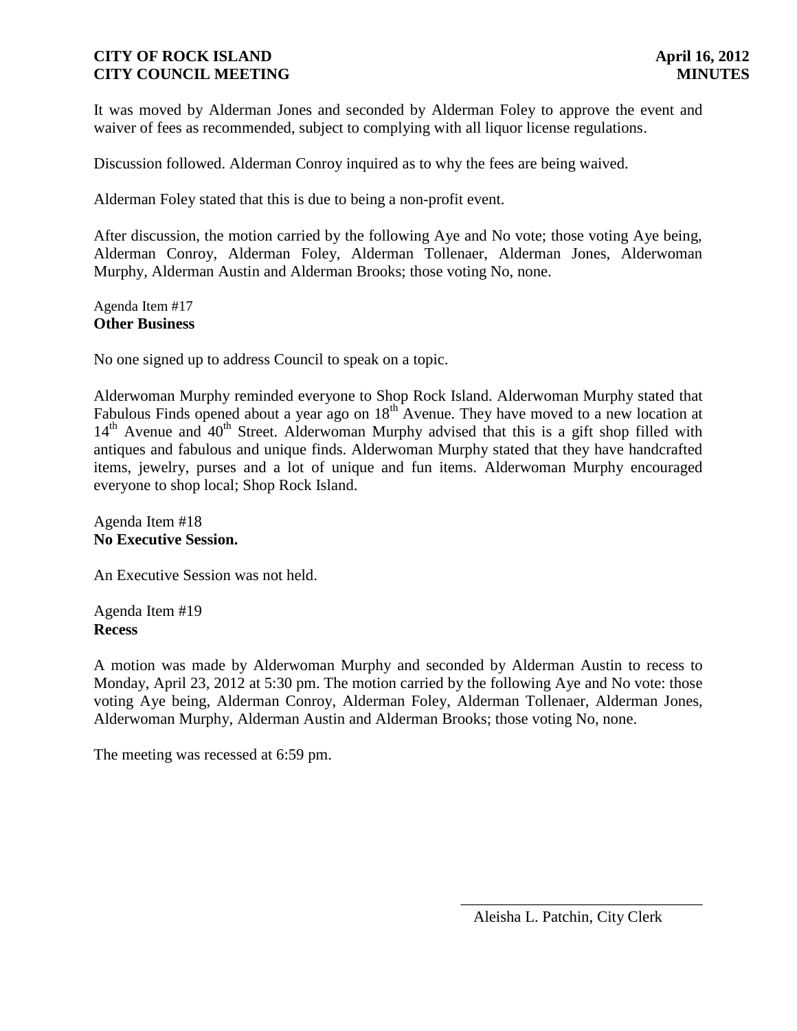It was moved by Alderman Jones and seconded by Alderman Foley to approve the event and waiver of fees as recommended, subject to complying with all liquor license regulations.

Discussion followed. Alderman Conroy inquired as to why the fees are being waived.

Alderman Foley stated that this is due to being a non-profit event.

After discussion, the motion carried by the following Aye and No vote; those voting Aye being, Alderman Conroy, Alderman Foley, Alderman Tollenaer, Alderman Jones, Alderwoman Murphy, Alderman Austin and Alderman Brooks; those voting No, none.

Agenda Item #17
**Other Business**

No one signed up to address Council to speak on a topic.

Alderwoman Murphy reminded everyone to Shop Rock Island. Alderwoman Murphy stated that Fabulous Finds opened about a year ago on 18th Avenue. They have moved to a new location at 14th Avenue and 40th Street. Alderwoman Murphy advised that this is a gift shop filled with antiques and fabulous and unique finds. Alderwoman Murphy stated that they have handcrafted items, jewelry, purses and a lot of unique and fun items. Alderwoman Murphy encouraged everyone to shop local; Shop Rock Island.

Agenda Item #18
**No Executive Session.**

An Executive Session was not held.

Agenda Item #19
**Recess**

A motion was made by Alderwoman Murphy and seconded by Alderman Austin to recess to Monday, April 23, 2012 at 5:30 pm. The motion carried by the following Aye and No vote: those voting Aye being, Alderman Conroy, Alderman Foley, Alderman Tollenaer, Alderman Jones, Alderwoman Murphy, Alderman Austin and Alderman Brooks; those voting No, none.

The meeting was recessed at 6:59 pm.

\_\_\_\_\_\_\_\_\_\_\_\_\_\_\_\_\_\_\_\_\_\_\_\_\_\_\_\_\_\_\_\_

Aleisha L. Patchin, City Clerk